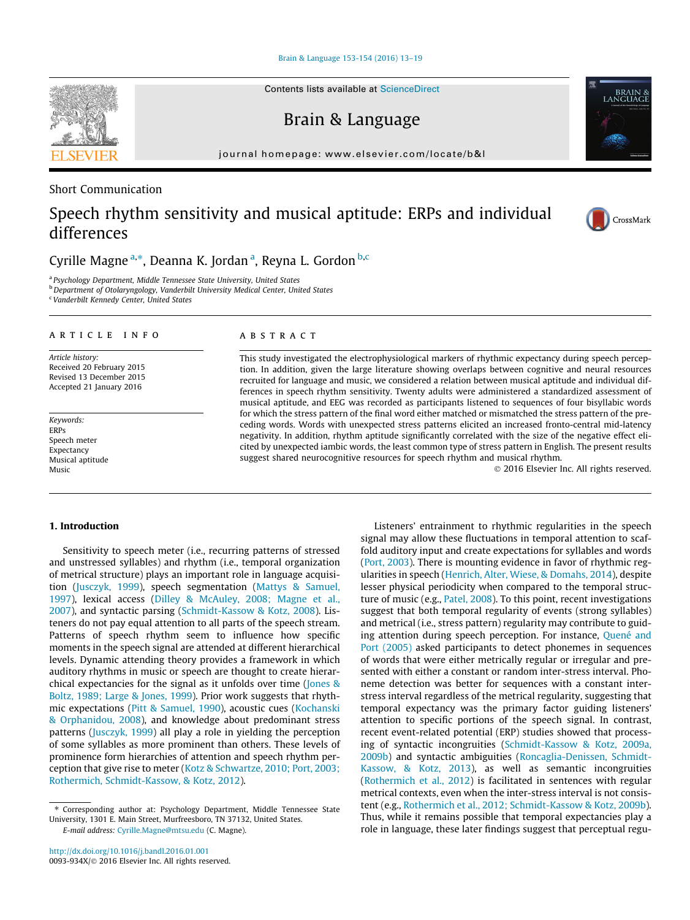Short Communication

# Speech rhythm sensitivity and musical aptitude: ERPs and individual differences

Cyrille Magne [a,*], Deanna K. Jordan [a], Reyna L. Gordon [b,c]

[a] Psychology Department, Middle Tennessee State University, United States
[b] Department of Otolaryngology, Vanderbilt University Medical Center, United States
[c] Vanderbilt Kennedy Center, United States

## ARTICLE INFO

*Article history:*
Received 20 February 2015
Revised 13 December 2015
Accepted 21 January 2016

*Keywords:*
ERPs
Speech meter
Expectancy
Musical aptitude
Music

## ABSTRACT

This study investigated the electrophysiological markers of rhythmic expectancy during speech perception. In addition, given the large literature showing overlaps between cognitive and neural resources recruited for language and music, we considered a relation between musical aptitude and individual differences in speech rhythm sensitivity. Twenty adults were administered a standardized assessment of musical aptitude, and EEG was recorded as participants listened to sequences of four bisyllabic words for which the stress pattern of the final word either matched or mismatched the stress pattern of the preceding words. Words with unexpected stress patterns elicited an increased fronto-central mid-latency negativity. In addition, rhythm aptitude significantly correlated with the size of the negative effect elicited by unexpected iambic words, the least common type of stress pattern in English. The present results suggest shared neurocognitive resources for speech rhythm and musical rhythm.

© 2016 Elsevier Inc. All rights reserved.

## 1. Introduction

Sensitivity to speech meter (i.e., recurring patterns of stressed and unstressed syllables) and rhythm (i.e., temporal organization of metrical structure) plays an important role in language acquisition (Jusczyk, 1999), speech segmentation (Mattys & Samuel, 1997), lexical access (Dilley & McAuley, 2008; Magne et al., 2007), and syntactic parsing (Schmidt-Kassow & Kotz, 2008). Listeners do not pay equal attention to all parts of the speech stream. Patterns of speech rhythm seem to influence how specific moments in the speech signal are attended at different hierarchical levels. Dynamic attending theory provides a framework in which auditory rhythms in music or speech are thought to create hierarchical expectancies for the signal as it unfolds over time (Jones & Boltz, 1989; Large & Jones, 1999). Prior work suggests that rhythmic expectations (Pitt & Samuel, 1990), acoustic cues (Kochanski & Orphanidou, 2008), and knowledge about predominant stress patterns (Jusczyk, 1999) all play a role in yielding the perception of some syllables as more prominent than others. These levels of prominence form hierarchies of attention and speech rhythm perception that give rise to meter (Kotz & Schwartze, 2010; Port, 2003; Rothermich, Schmidt-Kassow, & Kotz, 2012).

Listeners' entrainment to rhythmic regularities in the speech signal may allow these fluctuations in temporal attention to scaffold auditory input and create expectations for syllables and words (Port, 2003). There is mounting evidence in favor of rhythmic regularities in speech (Henrich, Alter, Wiese, & Domahs, 2014), despite lesser physical periodicity when compared to the temporal structure of music (e.g., Patel, 2008). To this point, recent investigations suggest that both temporal regularity of events (strong syllables) and metrical (i.e., stress pattern) regularity may contribute to guiding attention during speech perception. For instance, Quené and Port (2005) asked participants to detect phonemes in sequences of words that were either metrically regular or irregular and presented with either a constant or random inter-stress interval. Phoneme detection was better for sequences with a constant inter-stress interval regardless of the metrical regularity, suggesting that temporal expectancy was the primary factor guiding listeners' attention to specific portions of the speech signal. In contrast, recent event-related potential (ERP) studies showed that processing of syntactic incongruities (Schmidt-Kassow & Kotz, 2009a, 2009b) and syntactic ambiguities (Roncaglia-Denissen, Schmidt-Kassow, & Kotz, 2013), as well as semantic incongruities (Rothermich et al., 2012) is facilitated in sentences with regular metrical contexts, even when the inter-stress interval is not consistent (e.g., Rothermich et al., 2012; Schmidt-Kassow & Kotz, 2009b). Thus, while it remains possible that temporal expectancies play a role in language, these later findings suggest that perceptual regu-

* Corresponding author at: Psychology Department, Middle Tennessee State University, 1301 E. Main Street, Murfreesboro, TN 37132, United States.
E-mail address: Cyrille.Magne@mtsu.edu (C. Magne).

http://dx.doi.org/10.1016/j.bandl.2016.01.001
0093-934X/© 2016 Elsevier Inc. All rights reserved.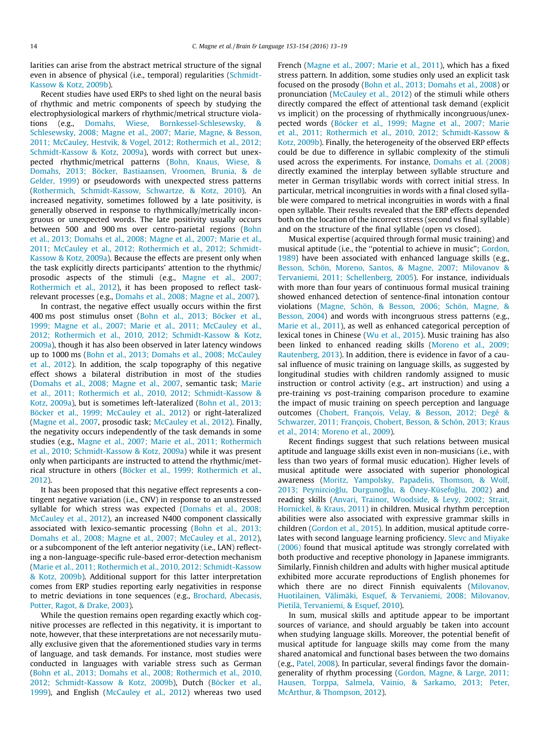larities can arise from the abstract metrical structure of the signal even in absence of physical (i.e., temporal) regularities (Schmidt-Kassow & Kotz, 2009b).

Recent studies have used ERPs to shed light on the neural basis of rhythmic and metric components of speech by studying the electrophysiological markers of rhythmic/metrical structure violations (e.g., Domahs, Wiese, Bornkessel-Schlesewsky, & Schlesewsky, 2008; Magne et al., 2007; Marie, Magne, & Besson, 2011; McCauley, Hestvik, & Vogel, 2012; Rothermich et al., 2012; Schmidt-Kassow & Kotz, 2009a), words with correct but unexpected rhythmic/metrical patterns (Bohn, Knaus, Wiese, & Domahs, 2013; Böcker, Bastiaansen, Vroomen, Brunia, & de Gelder, 1999) or pseudowords with unexpected stress patterns (Rothermich, Schmidt-Kassow, Schwartze, & Kotz, 2010). An increased negativity, sometimes followed by a late positivity, is generally observed in response to rhythmically/metrically incongruous or unexpected words. The late positivity usually occurs between 500 and 900 ms over centro-parietal regions (Bohn et al., 2013; Domahs et al., 2008; Magne et al., 2007; Marie et al., 2011; McCauley et al., 2012; Rothermich et al., 2012; Schmidt-Kassow & Kotz, 2009a). Because the effects are present only when the task explicitly directs participants' attention to the rhythmic/prosodic aspects of the stimuli (e.g., Magne et al., 2007; Rothermich et al., 2012), it has been proposed to reflect task-relevant processes (e.g., Domahs et al., 2008; Magne et al., 2007).

In contrast, the negative effect usually occurs within the first 400 ms post stimulus onset (Bohn et al., 2013; Böcker et al., 1999; Magne et al., 2007; Marie et al., 2011; McCauley et al., 2012; Rothermich et al., 2010, 2012; Schmidt-Kassow & Kotz, 2009a), though it has also been observed in later latency windows up to 1000 ms (Bohn et al., 2013; Domahs et al., 2008; McCauley et al., 2012). In addition, the scalp topography of this negative effect shows a bilateral distribution in most of the studies (Domahs et al., 2008; Magne et al., 2007, semantic task; Marie et al., 2011; Rothermich et al., 2010, 2012; Schmidt-Kassow & Kotz, 2009a), but is sometimes left-lateralized (Bohn et al., 2013; Böcker et al., 1999; McCauley et al., 2012) or right-lateralized (Magne et al., 2007, prosodic task; McCauley et al., 2012). Finally, the negativity occurs independently of the task demands in some studies (e.g., Magne et al., 2007; Marie et al., 2011; Rothermich et al., 2010; Schmidt-Kassow & Kotz, 2009a) while it was present only when participants are instructed to attend the rhythmic/metrical structure in others (Böcker et al., 1999; Rothermich et al., 2012).

It has been proposed that this negative effect represents a contingent negative variation (i.e., CNV) in response to an unstressed syllable for which stress was expected (Domahs et al., 2008; McCauley et al., 2012), an increased N400 component classically associated with lexico-semantic processing (Bohn et al., 2013; Domahs et al., 2008; Magne et al., 2007; McCauley et al., 2012), or a subcomponent of the left anterior negativity (i.e., LAN) reflecting a non-language-specific rule-based error-detection mechanism (Marie et al., 2011; Rothermich et al., 2010, 2012; Schmidt-Kassow & Kotz, 2009b). Additional support for this latter interpretation comes from ERP studies reporting early negativities in response to metric deviations in tone sequences (e.g., Brochard, Abecasis, Potter, Ragot, & Drake, 2003).

While the question remains open regarding exactly which cognitive processes are reflected in this negativity, it is important to note, however, that these interpretations are not necessarily mutually exclusive given that the aforementioned studies vary in terms of language, and task demands. For instance, most studies were conducted in languages with variable stress such as German (Bohn et al., 2013; Domahs et al., 2008; Rothermich et al., 2010, 2012; Schmidt-Kassow & Kotz, 2009b), Dutch (Böcker et al., 1999), and English (McCauley et al., 2012) whereas two used French (Magne et al., 2007; Marie et al., 2011), which has a fixed stress pattern. In addition, some studies only used an explicit task focused on the prosody (Bohn et al., 2013; Domahs et al., 2008) or pronunciation (McCauley et al., 2012) of the stimuli while others directly compared the effect of attentional task demand (explicit vs implicit) on the processing of rhythmically incongruous/unexpected words (Böcker et al., 1999; Magne et al., 2007; Marie et al., 2011; Rothermich et al., 2010, 2012; Schmidt-Kassow & Kotz, 2009b). Finally, the heterogeneity of the observed ERP effects could be due to difference in syllabic complexity of the stimuli used across the experiments. For instance, Domahs et al. (2008) directly examined the interplay between syllable structure and meter in German trisyllabic words with correct initial stress. In particular, metrical incongruities in words with a final closed syllable were compared to metrical incongruities in words with a final open syllable. Their results revealed that the ERP effects depended both on the location of the incorrect stress (second vs final syllable) and on the structure of the final syllable (open vs closed).

Musical expertise (acquired through formal music training) and musical aptitude (i.e., the "potential to achieve in music"; Gordon, 1989) have been associated with enhanced language skills (e.g., Besson, Schön, Moreno, Santos, & Magne, 2007; Milovanov & Tervaniemi, 2011; Schellenberg, 2005). For instance, individuals with more than four years of continuous formal musical training showed enhanced detection of sentence-final intonation contour violations (Magne, Schön, & Besson, 2006; Schön, Magne, & Besson, 2004) and words with incongruous stress patterns (e.g., Marie et al., 2011), as well as enhanced categorical perception of lexical tones in Chinese (Wu et al., 2015). Music training has also been linked to enhanced reading skills (Moreno et al., 2009; Rautenberg, 2013). In addition, there is evidence in favor of a causal influence of music training on language skills, as suggested by longitudinal studies with children randomly assigned to music instruction or control activity (e.g., art instruction) and using a pre-training vs post-training comparison procedure to examine the impact of music training on speech perception and language outcomes (Chobert, François, Velay, & Besson, 2012; Degé & Schwarzer, 2011; François, Chobert, Besson, & Schön, 2013; Kraus et al., 2014; Moreno et al., 2009).

Recent findings suggest that such relations between musical aptitude and language skills exist even in non-musicians (i.e., with less than two years of formal music education). Higher levels of musical aptitude were associated with superior phonological awareness (Moritz, Yampolsky, Papadelis, Thomson, & Wolf, 2013; Peynircioğlu, Durgunoğlu, & Öney-Küsefoğlu, 2002) and reading skills (Anvari, Trainor, Woodside, & Levy, 2002; Strait, Hornickel, & Kraus, 2011) in children. Musical rhythm perception abilities were also associated with expressive grammar skills in children (Gordon et al., 2015). In addition, musical aptitude correlates with second language learning proficiency. Slevc and Miyake (2006) found that musical aptitude was strongly correlated with both productive and receptive phonology in Japanese immigrants. Similarly, Finnish children and adults with higher musical aptitude exhibited more accurate reproductions of English phonemes for which there are no direct Finnish equivalents (Milovanov, Huotilainen, Välimäki, Esquef, & Tervaniemi, 2008; Milovanov, Pietilä, Tervaniemi, & Esquef, 2010).

In sum, musical skills and aptitude appear to be important sources of variance, and should arguably be taken into account when studying language skills. Moreover, the potential benefit of musical aptitude for language skills may come from the many shared anatomical and functional bases between the two domains (e.g., Patel, 2008). In particular, several findings favor the domain-generality of rhythm processing (Gordon, Magne, & Large, 2011; Hausen, Torppa, Salmela, Vainio, & Sarkamo, 2013; Peter, McArthur, & Thompson, 2012).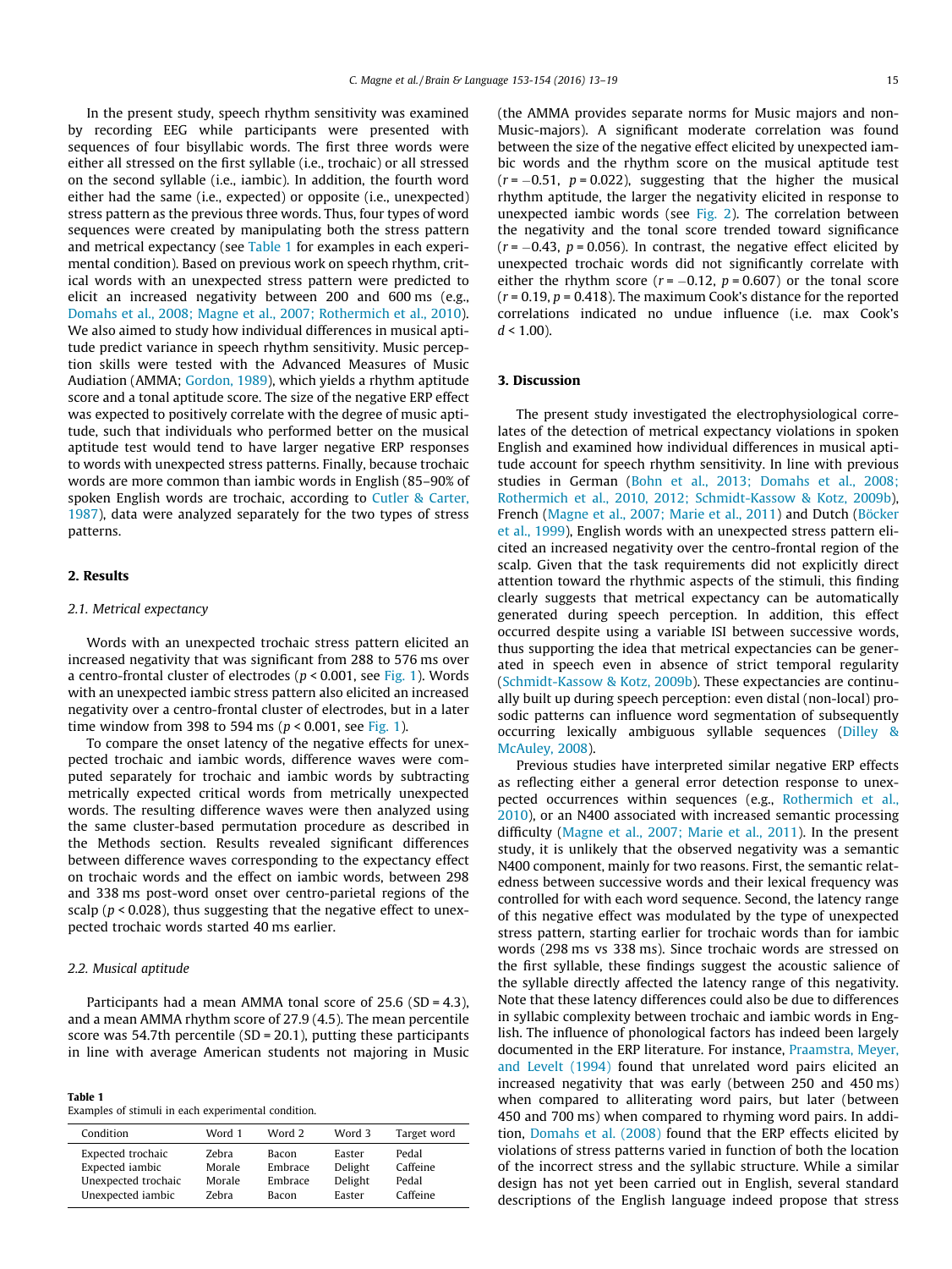In the present study, speech rhythm sensitivity was examined by recording EEG while participants were presented with sequences of four bisyllabic words. The first three words were either all stressed on the first syllable (i.e., trochaic) or all stressed on the second syllable (i.e., iambic). In addition, the fourth word either had the same (i.e., expected) or opposite (i.e., unexpected) stress pattern as the previous three words. Thus, four types of word sequences were created by manipulating both the stress pattern and metrical expectancy (see Table 1 for examples in each experimental condition). Based on previous work on speech rhythm, critical words with an unexpected stress pattern were predicted to elicit an increased negativity between 200 and 600 ms (e.g., Domahs et al., 2008; Magne et al., 2007; Rothermich et al., 2010). We also aimed to study how individual differences in musical aptitude predict variance in speech rhythm sensitivity. Music perception skills were tested with the Advanced Measures of Music Audiation (AMMA; Gordon, 1989), which yields a rhythm aptitude score and a tonal aptitude score. The size of the negative ERP effect was expected to positively correlate with the degree of music aptitude, such that individuals who performed better on the musical aptitude test would tend to have larger negative ERP responses to words with unexpected stress patterns. Finally, because trochaic words are more common than iambic words in English (85–90% of spoken English words are trochaic, according to Cutler & Carter, 1987), data were analyzed separately for the two types of stress patterns.

## 2. Results

### 2.1. Metrical expectancy

Words with an unexpected trochaic stress pattern elicited an increased negativity that was significant from 288 to 576 ms over a centro-frontal cluster of electrodes ($p < 0.001$, see Fig. 1). Words with an unexpected iambic stress pattern also elicited an increased negativity over a centro-frontal cluster of electrodes, but in a later time window from 398 to 594 ms ($p < 0.001$, see Fig. 1).

To compare the onset latency of the negative effects for unexpected trochaic and iambic words, difference waves were computed separately for trochaic and iambic words by subtracting metrically expected critical words from metrically unexpected words. The resulting difference waves were then analyzed using the same cluster-based permutation procedure as described in the Methods section. Results revealed significant differences between difference waves corresponding to the expectancy effect on trochaic words and the effect on iambic words, between 298 and 338 ms post-word onset over centro-parietal regions of the scalp ($p < 0.028$), thus suggesting that the negative effect to unexpected trochaic words started 40 ms earlier.

### 2.2. Musical aptitude

Participants had a mean AMMA tonal score of 25.6 (SD = 4.3), and a mean AMMA rhythm score of 27.9 (4.5). The mean percentile score was 54.7th percentile (SD = 20.1), putting these participants in line with average American students not majoring in Music (the AMMA provides separate norms for Music majors and non-Music-majors). A significant moderate correlation was found between the size of the negative effect elicited by unexpected iambic words and the rhythm score on the musical aptitude test ($r = -0.51$, $p = 0.022$), suggesting that the higher the musical rhythm aptitude, the larger the negativity elicited in response to unexpected iambic words (see Fig. 2). The correlation between the negativity and the tonal score trended toward significance ($r = -0.43$, $p = 0.056$). In contrast, the negative effect elicited by unexpected trochaic words did not significantly correlate with either the rhythm score ($r = -0.12$, $p = 0.607$) or the tonal score ($r = 0.19$, $p = 0.418$). The maximum Cook's distance for the reported correlations indicated no undue influence (i.e. max Cook's $d < 1.00$).

**Table 1**
Examples of stimuli in each experimental condition.

| Condition | Word 1 | Word 2 | Word 3 | Target word |
|---|---|---|---|---|
| Expected trochaic | Zebra | Bacon | Easter | Pedal |
| Expected iambic | Morale | Embrace | Delight | Caffeine |
| Unexpected trochaic | Morale | Embrace | Delight | Pedal |
| Unexpected iambic | Zebra | Bacon | Easter | Caffeine |

## 3. Discussion

The present study investigated the electrophysiological correlates of the detection of metrical expectancy violations in spoken English and examined how individual differences in musical aptitude account for speech rhythm sensitivity. In line with previous studies in German (Bohn et al., 2013; Domahs et al., 2008; Rothermich et al., 2010, 2012; Schmidt-Kassow & Kotz, 2009b), French (Magne et al., 2007; Marie et al., 2011) and Dutch (Böcker et al., 1999), English words with an unexpected stress pattern elicited an increased negativity over the centro-frontal region of the scalp. Given that the task requirements did not explicitly direct attention toward the rhythmic aspects of the stimuli, this finding clearly suggests that metrical expectancy can be automatically generated during speech perception. In addition, this effect occurred despite using a variable ISI between successive words, thus supporting the idea that metrical expectancies can be generated in speech even in absence of strict temporal regularity (Schmidt-Kassow & Kotz, 2009b). These expectancies are continually built up during speech perception: even distal (non-local) prosodic patterns can influence word segmentation of subsequently occurring lexically ambiguous syllable sequences (Dilley & McAuley, 2008).

Previous studies have interpreted similar negative ERP effects as reflecting either a general error detection response to unexpected occurrences within sequences (e.g., Rothermich et al., 2010), or an N400 associated with increased semantic processing difficulty (Magne et al., 2007; Marie et al., 2011). In the present study, it is unlikely that the observed negativity was a semantic N400 component, mainly for two reasons. First, the semantic relatedness between successive words and their lexical frequency was controlled for with each word sequence. Second, the latency range of this negative effect was modulated by the type of unexpected stress pattern, starting earlier for trochaic words than for iambic words (298 ms vs 338 ms). Since trochaic words are stressed on the first syllable, these findings suggest the acoustic salience of the syllable directly affected the latency range of this negativity. Note that these latency differences could also be due to differences in syllabic complexity between trochaic and iambic words in English. The influence of phonological factors has indeed been largely documented in the ERP literature. For instance, Praamstra, Meyer, and Levelt (1994) found that unrelated word pairs elicited an increased negativity that was early (between 250 and 450 ms) when compared to alliterating word pairs, but later (between 450 and 700 ms) when compared to rhyming word pairs. In addition, Domahs et al. (2008) found that the ERP effects elicited by violations of stress patterns varied in function of both the location of the incorrect stress and the syllabic structure. While a similar design has not yet been carried out in English, several standard descriptions of the English language indeed propose that stress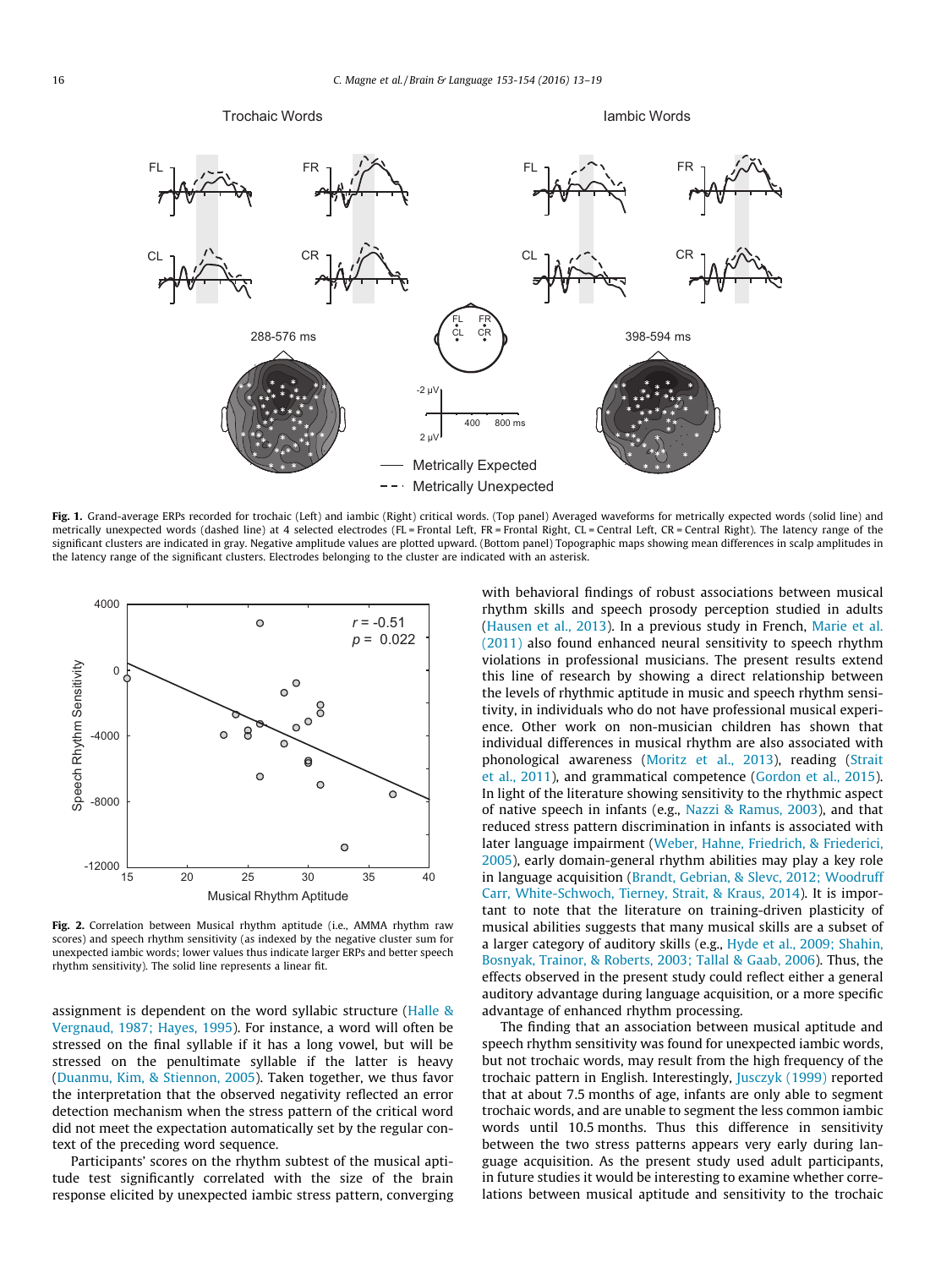Fig. 1. Grand-average ERPs recorded for trochaic (Left) and iambic (Right) critical words. (Top panel) Averaged waveforms for metrically expected words (solid line) and metrically unexpected words (dashed line) at 4 selected electrodes (FL = Frontal Left, FR = Frontal Right, CL = Central Left, CR = Central Right). The latency range of the significant clusters are indicated in gray. Negative amplitude values are plotted upward. (Bottom panel) Topographic maps showing mean differences in scalp amplitudes in the latency range of the significant clusters. Electrodes belonging to the cluster are indicated with an asterisk.

Fig. 2. Correlation between Musical rhythm aptitude (i.e., AMMA rhythm raw scores) and speech rhythm sensitivity (as indexed by the negative cluster sum for unexpected iambic words; lower values thus indicate larger ERPs and better speech rhythm sensitivity). The solid line represents a linear fit.

assignment is dependent on the word syllabic structure (Halle & Vergnaud, 1987; Hayes, 1995). For instance, a word will often be stressed on the final syllable if it has a long vowel, but will be stressed on the penultimate syllable if the latter is heavy (Duanmu, Kim, & Stiennon, 2005). Taken together, we thus favor the interpretation that the observed negativity reflected an error detection mechanism when the stress pattern of the critical word did not meet the expectation automatically set by the regular context of the preceding word sequence.

Participants' scores on the rhythm subtest of the musical aptitude test significantly correlated with the size of the brain response elicited by unexpected iambic stress pattern, converging with behavioral findings of robust associations between musical rhythm skills and speech prosody perception studied in adults (Hausen et al., 2013). In a previous study in French, Marie et al. (2011) also found enhanced neural sensitivity to speech rhythm violations in professional musicians. The present results extend this line of research by showing a direct relationship between the levels of rhythmic aptitude in music and speech rhythm sensitivity, in individuals who do not have professional musical experience. Other work on non-musician children has shown that individual differences in musical rhythm are also associated with phonological awareness (Moritz et al., 2013), reading (Strait et al., 2011), and grammatical competence (Gordon et al., 2015). In light of the literature showing sensitivity to the rhythmic aspect of native speech in infants (e.g., Nazzi & Ramus, 2003), and that reduced stress pattern discrimination in infants is associated with later language impairment (Weber, Hahne, Friedrich, & Friederici, 2005), early domain-general rhythm abilities may play a key role in language acquisition (Brandt, Gebrian, & Slevc, 2012; Woodruff Carr, White-Schwoch, Tierney, Strait, & Kraus, 2014). It is important to note that the literature on training-driven plasticity of musical abilities suggests that many musical skills are a subset of a larger category of auditory skills (e.g., Hyde et al., 2009; Shahin, Bosnyak, Trainor, & Roberts, 2003; Tallal & Gaab, 2006). Thus, the effects observed in the present study could reflect either a general auditory advantage during language acquisition, or a more specific advantage of enhanced rhythm processing.

The finding that an association between musical aptitude and speech rhythm sensitivity was found for unexpected iambic words, but not trochaic words, may result from the high frequency of the trochaic pattern in English. Interestingly, Jusczyk (1999) reported that at about 7.5 months of age, infants are only able to segment trochaic words, and are unable to segment the less common iambic words until 10.5 months. Thus this difference in sensitivity between the two stress patterns appears very early during language acquisition. As the present study used adult participants, in future studies it would be interesting to examine whether correlations between musical aptitude and sensitivity to the trochaic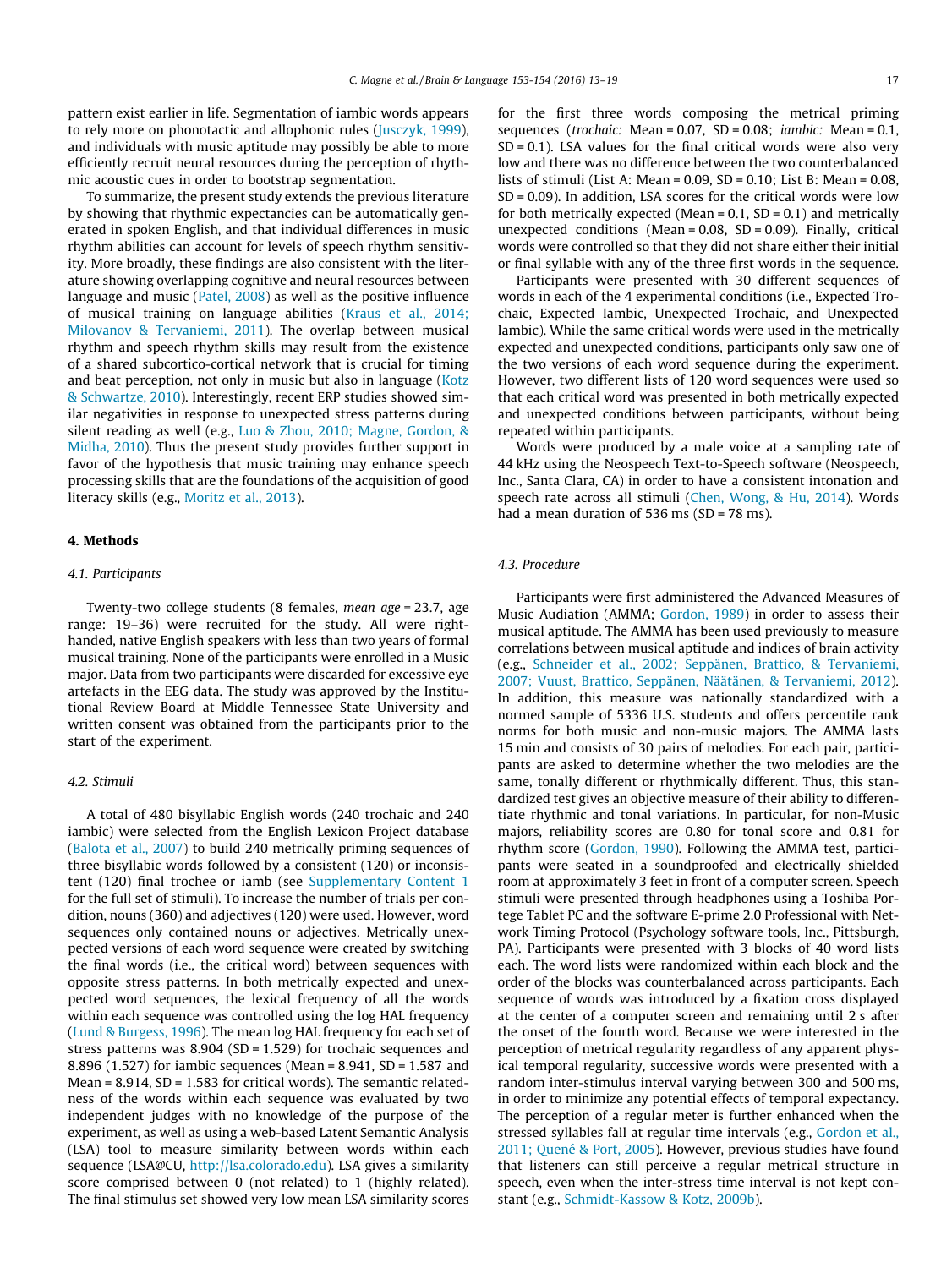pattern exist earlier in life. Segmentation of iambic words appears to rely more on phonotactic and allophonic rules (Jusczyk, 1999), and individuals with music aptitude may possibly be able to more efficiently recruit neural resources during the perception of rhythmic acoustic cues in order to bootstrap segmentation.

To summarize, the present study extends the previous literature by showing that rhythmic expectancies can be automatically generated in spoken English, and that individual differences in music rhythm abilities can account for levels of speech rhythm sensitivity. More broadly, these findings are also consistent with the literature showing overlapping cognitive and neural resources between language and music (Patel, 2008) as well as the positive influence of musical training on language abilities (Kraus et al., 2014; Milovanov & Tervaniemi, 2011). The overlap between musical rhythm and speech rhythm skills may result from the existence of a shared subcortico-cortical network that is crucial for timing and beat perception, not only in music but also in language (Kotz & Schwartze, 2010). Interestingly, recent ERP studies showed similar negativities in response to unexpected stress patterns during silent reading as well (e.g., Luo & Zhou, 2010; Magne, Gordon, & Midha, 2010). Thus the present study provides further support in favor of the hypothesis that music training may enhance speech processing skills that are the foundations of the acquisition of good literacy skills (e.g., Moritz et al., 2013).

## 4. Methods

### 4.1. Participants

Twenty-two college students (8 females, *mean age* = 23.7, age range: 19–36) were recruited for the study. All were right-handed, native English speakers with less than two years of formal musical training. None of the participants were enrolled in a Music major. Data from two participants were discarded for excessive eye artefacts in the EEG data. The study was approved by the Institutional Review Board at Middle Tennessee State University and written consent was obtained from the participants prior to the start of the experiment.

### 4.2. Stimuli

A total of 480 bisyllabic English words (240 trochaic and 240 iambic) were selected from the English Lexicon Project database (Balota et al., 2007) to build 240 metrically priming sequences of three bisyllabic words followed by a consistent (120) or inconsistent (120) final trochee or iamb (see Supplementary Content 1 for the full set of stimuli). To increase the number of trials per condition, nouns (360) and adjectives (120) were used. However, word sequences only contained nouns or adjectives. Metrically unexpected versions of each word sequence were created by switching the final words (i.e., the critical word) between sequences with opposite stress patterns. In both metrically expected and unexpected word sequences, the lexical frequency of all the words within each sequence was controlled using the log HAL frequency (Lund & Burgess, 1996). The mean log HAL frequency for each set of stress patterns was 8.904 (SD = 1.529) for trochaic sequences and 8.896 (1.527) for iambic sequences (Mean = 8.941, SD = 1.587 and Mean = 8.914, SD = 1.583 for critical words). The semantic relatedness of the words within each sequence was evaluated by two independent judges with no knowledge of the purpose of the experiment, as well as using a web-based Latent Semantic Analysis (LSA) tool to measure similarity between words within each sequence (LSA@CU, http://lsa.colorado.edu). LSA gives a similarity score comprised between 0 (not related) to 1 (highly related). The final stimulus set showed very low mean LSA similarity scores for the first three words composing the metrical priming sequences (*trochaic:* Mean = 0.07, SD = 0.08; *iambic:* Mean = 0.1, SD = 0.1). LSA values for the final critical words were also very low and there was no difference between the two counterbalanced lists of stimuli (List A: Mean = 0.09, SD = 0.10; List B: Mean = 0.08, SD = 0.09). In addition, LSA scores for the critical words were low for both metrically expected (Mean = 0.1, SD = 0.1) and metrically unexpected conditions (Mean = 0.08, SD = 0.09). Finally, critical words were controlled so that they did not share either their initial or final syllable with any of the three first words in the sequence.

Participants were presented with 30 different sequences of words in each of the 4 experimental conditions (i.e., Expected Trochaic, Expected Iambic, Unexpected Trochaic, and Unexpected Iambic). While the same critical words were used in the metrically expected and unexpected conditions, participants only saw one of the two versions of each word sequence during the experiment. However, two different lists of 120 word sequences were used so that each critical word was presented in both metrically expected and unexpected conditions between participants, without being repeated within participants.

Words were produced by a male voice at a sampling rate of 44 kHz using the Neospeech Text-to-Speech software (Neospeech, Inc., Santa Clara, CA) in order to have a consistent intonation and speech rate across all stimuli (Chen, Wong, & Hu, 2014). Words had a mean duration of 536 ms (SD = 78 ms).

### 4.3. Procedure

Participants were first administered the Advanced Measures of Music Audiation (AMMA; Gordon, 1989) in order to assess their musical aptitude. The AMMA has been used previously to measure correlations between musical aptitude and indices of brain activity (e.g., Schneider et al., 2002; Seppänen, Brattico, & Tervaniemi, 2007; Vuust, Brattico, Seppänen, Näätänen, & Tervaniemi, 2012). In addition, this measure was nationally standardized with a normed sample of 5336 U.S. students and offers percentile rank norms for both music and non-music majors. The AMMA lasts 15 min and consists of 30 pairs of melodies. For each pair, participants are asked to determine whether the two melodies are the same, tonally different or rhythmically different. Thus, this standardized test gives an objective measure of their ability to differentiate rhythmic and tonal variations. In particular, for non-Music majors, reliability scores are 0.80 for tonal score and 0.81 for rhythm score (Gordon, 1990). Following the AMMA test, participants were seated in a soundproofed and electrically shielded room at approximately 3 feet in front of a computer screen. Speech stimuli were presented through headphones using a Toshiba Portege Tablet PC and the software E-prime 2.0 Professional with Network Timing Protocol (Psychology software tools, Inc., Pittsburgh, PA). Participants were presented with 3 blocks of 40 word lists each. The word lists were randomized within each block and the order of the blocks was counterbalanced across participants. Each sequence of words was introduced by a fixation cross displayed at the center of a computer screen and remaining until 2 s after the onset of the fourth word. Because we were interested in the perception of metrical regularity regardless of any apparent physical temporal regularity, successive words were presented with a random inter-stimulus interval varying between 300 and 500 ms, in order to minimize any potential effects of temporal expectancy. The perception of a regular meter is further enhanced when the stressed syllables fall at regular time intervals (e.g., Gordon et al., 2011; Quené & Port, 2005). However, previous studies have found that listeners can still perceive a regular metrical structure in speech, even when the inter-stress time interval is not kept constant (e.g., Schmidt-Kassow & Kotz, 2009b).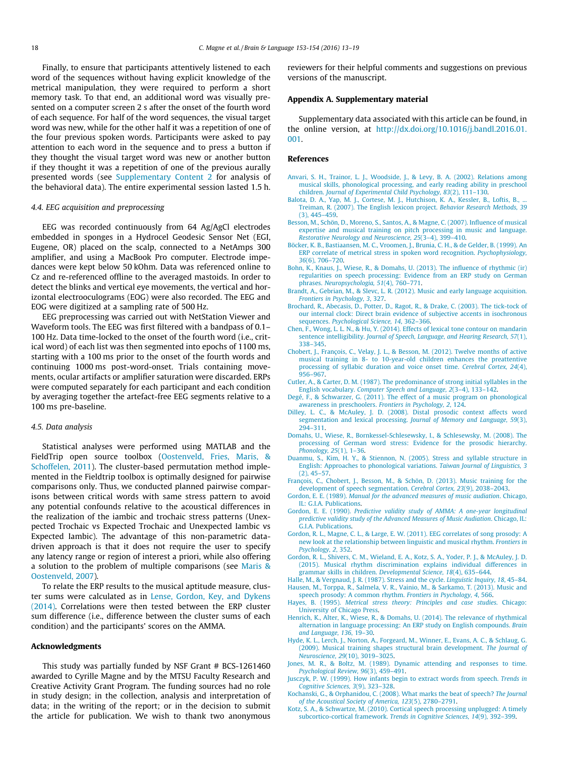Finally, to ensure that participants attentively listened to each word of the sequences without having explicit knowledge of the metrical manipulation, they were required to perform a short memory task. To that end, an additional word was visually presented on a computer screen 2 s after the onset of the fourth word of each sequence. For half of the word sequences, the visual target word was new, while for the other half it was a repetition of one of the four previous spoken words. Participants were asked to pay attention to each word in the sequence and to press a button if they thought the visual target word was new or another button if they thought it was a repetition of one of the previous aurally presented words (see Supplementary Content 2 for analysis of the behavioral data). The entire experimental session lasted 1.5 h.

### 4.4. EEG acquisition and preprocessing

EEG was recorded continuously from 64 Ag/AgCl electrodes embedded in sponges in a Hydrocel Geodesic Sensor Net (EGI, Eugene, OR) placed on the scalp, connected to a NetAmps 300 amplifier, and using a MacBook Pro computer. Electrode impedances were kept below 50 kOhm. Data was referenced online to Cz and re-referenced offline to the averaged mastoids. In order to detect the blinks and vertical eye movements, the vertical and horizontal electrooculograms (EOG) were also recorded. The EEG and EOG were digitized at a sampling rate of 500 Hz.

EEG preprocessing was carried out with NetStation Viewer and Waveform tools. The EEG was first filtered with a bandpass of 0.1–100 Hz. Data time-locked to the onset of the fourth word (i.e., critical word) of each list was then segmented into epochs of 1100 ms, starting with a 100 ms prior to the onset of the fourth words and continuing 1000 ms post-word-onset. Trials containing movements, ocular artifacts or amplifier saturation were discarded. ERPs were computed separately for each participant and each condition by averaging together the artefact-free EEG segments relative to a 100 ms pre-baseline.

### 4.5. Data analysis

Statistical analyses were performed using MATLAB and the FieldTrip open source toolbox (Oostenveld, Fries, Maris, & Schoffelen, 2011). The cluster-based permutation method implemented in the Fieldtrip toolbox is optimally designed for pairwise comparisons only. Thus, we conducted planned pairwise comparisons between critical words with same stress pattern to avoid any potential confounds relative to the acoustical differences in the realization of the iambic and trochaic stress patterns (Unexpected Trochaic vs Expected Trochaic and Unexpected Iambic vs Expected Iambic). The advantage of this non-parametric data-driven approach is that it does not require the user to specify any latency range or region of interest a priori, while also offering a solution to the problem of multiple comparisons (see Maris & Oostenveld, 2007).

To relate the ERP results to the musical aptitude measure, cluster sums were calculated as in Lense, Gordon, Key, and Dykens (2014). Correlations were then tested between the ERP cluster sum difference (i.e., difference between the cluster sums of each condition) and the participants' scores on the AMMA.

## Acknowledgments

This study was partially funded by NSF Grant # BCS-1261460 awarded to Cyrille Magne and by the MTSU Faculty Research and Creative Activity Grant Program. The funding sources had no role in study design; in the collection, analysis and interpretation of data; in the writing of the report; or in the decision to submit the article for publication. We wish to thank two anonymous reviewers for their helpful comments and suggestions on previous versions of the manuscript.

## Appendix A. Supplementary material

Supplementary data associated with this article can be found, in the online version, at http://dx.doi.org/10.1016/j.bandl.2016.01.001.

## References

Anvari, S. H., Trainor, L. J., Woodside, J., & Levy, B. A. (2002). Relations among musical skills, phonological processing, and early reading ability in preschool children. *Journal of Experimental Child Psychology, 83*(2), 111–130.

Balota, D. A., Yap, M. J., Cortese, M. J., Hutchison, K. A., Kessler, B., Loftis, B., ... Treiman, R. (2007). The English lexicon project. *Behavior Research Methods, 39*(3), 445–459.

Besson, M., Schön, D., Moreno, S., Santos, A., & Magne, C. (2007). Influence of musical expertise and musical training on pitch processing in music and language. *Restorative Neurology and Neuroscience, 25*(3–4), 399–410.

Böcker, K. B., Bastiaansen, M. C., Vroomen, J., Brunia, C. H., & de Gelder, B. (1999). An ERP correlate of metrical stress in spoken word recognition. *Psychophysiology, 36*(6), 706–720.

Bohn, K., Knaus, J., Wiese, R., & Domahs, U. (2013). The influence of rhythmic (ir)regularities on speech processing: Evidence from an ERP study on German phrases. *Neuropsychologia, 51*(4), 760–771.

Brandt, A., Gebrian, M., & Slevc, L. R. (2012). Music and early language acquisition. *Frontiers in Psychology, 3*, 327.

Brochard, R., Abecasis, D., Potter, D., Ragot, R., & Drake, C. (2003). The tick-tock of our internal clock: Direct brain evidence of subjective accents in isochronous sequences. *Psychological Science, 14*, 362–366.

Chen, F., Wong, L. L. N., & Hu, Y. (2014). Effects of lexical tone contour on mandarin sentence intelligibility. *Journal of Speech, Language, and Hearing Research, 57*(1), 338–345.

Chobert, J., François, C., Velay, J. L., & Besson, M. (2012). Twelve months of active musical training in 8- to 10-year-old children enhances the preattentive processing of syllabic duration and voice onset time. *Cerebral Cortex, 24*(4), 956–967.

Cutler, A., & Carter, D. M. (1987). The predominance of strong initial syllables in the English vocabulary. *Computer Speech and Language, 2*(3–4), 133–142.

Degé, F., & Schwarzer, G. (2011). The effect of a music program on phonological awareness in preschoolers. *Frontiers in Psychology, 2*, 124.

Dilley, L. C., & McAuley, J. D. (2008). Distal prosodic context affects word segmentation and lexical processing. *Journal of Memory and Language, 59*(3), 294–311.

Domahs, U., Wiese, R., Bornkessel-Schlesewsky, I., & Schlesewsky, M. (2008). The processing of German word stress: Evidence for the prosodic hierarchy. *Phonology, 25*(1), 1–36.

Duanmu, S., Kim, H. Y., & Stiennon, N. (2005). Stress and syllable structure in English: Approaches to phonological variations. *Taiwan Journal of Linguistics, 3*(2), 45–57.

François, C., Chobert, J., Besson, M., & Schön, D. (2013). Music training for the development of speech segmentation. *Cerebral Cortex, 23*(9), 2038–2043.

Gordon, E. E. (1989). *Manual for the advanced measures of music audiation*. Chicago, IL: G.I.A. Publications.

Gordon, E. E. (1990). *Predictive validity study of AMMA: A one-year longitudinal predictive validity study of the Advanced Measures of Music Audiation*. Chicago, IL: G.I.A. Publications.

Gordon, R. L., Magne, C. L., & Large, E. W. (2011). EEG correlates of song prosody: A new look at the relationship between linguistic and musical rhythm. *Frontiers in Psychology, 2*, 352.

Gordon, R. L., Shivers, C. M., Wieland, E. A., Kotz, S. A., Yoder, P. J., & McAuley, J. D. (2015). Musical rhythm discrimination explains individual differences in grammar skills in children. *Developmental Science, 18*(4), 635–644.

Halle, M., & Vergnaud, J. R. (1987). Stress and the cycle. *Linguistic Inquiry, 18*, 45–84.

Hausen, M., Torppa, R., Salmela, V. R., Vainio, M., & Sarkamo, T. (2013). Music and speech prosody: A common rhythm. *Frontiers in Psychology, 4*, 566.

Hayes, B. (1995). *Metrical stress theory: Principles and case studies*. Chicago: University of Chicago Press.

Henrich, K., Alter, K., Wiese, R., & Domahs, U. (2014). The relevance of rhythmical alternation in language processing: An ERP study on English compounds. *Brain and Language, 136*, 19–30.

Hyde, K. L., Lerch, J., Norton, A., Forgeard, M., Winner, E., Evans, A. C., & Schlaug, G. (2009). Musical training shapes structural brain development. *The Journal of Neuroscience, 29*(10), 3019–3025.

Jones, M. R., & Boltz, M. (1989). Dynamic attending and responses to time. *Psychological Review, 96*(3), 459–491.

Jusczyk, P. W. (1999). How infants begin to extract words from speech. *Trends in Cognitive Sciences, 3*(9), 323–328.

Kochanski, G., & Orphanidou, C. (2008). What marks the beat of speech? *The Journal of the Acoustical Society of America, 123*(5), 2780–2791.

Kotz, S. A., & Schwartze, M. (2010). Cortical speech processing unplugged: A timely subcortico-cortical framework. *Trends in Cognitive Sciences, 14*(9), 392–399.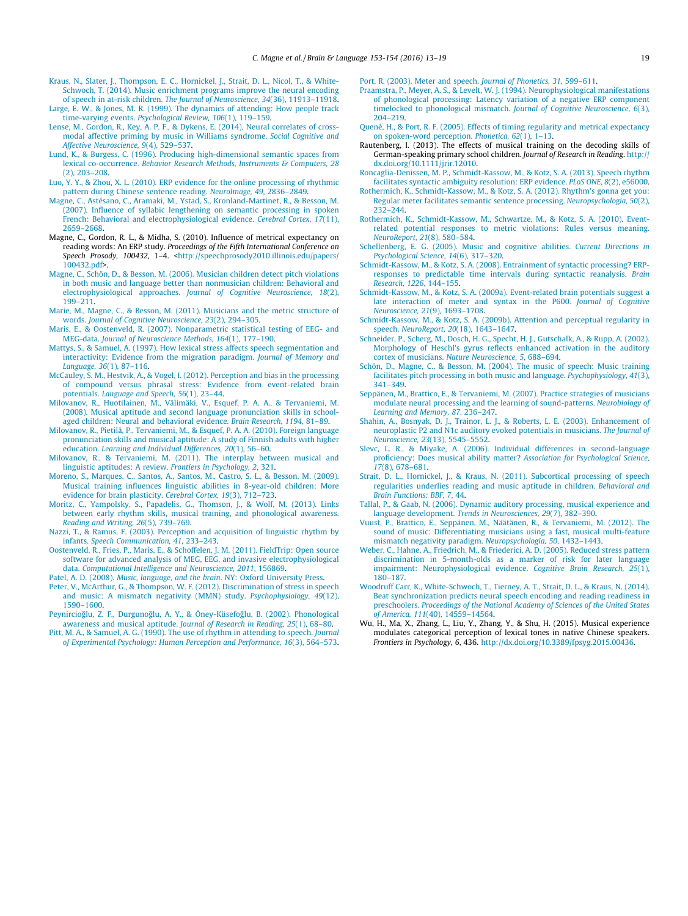Kraus, N., Slater, J., Thompson, E. C., Hornickel, J., Strait, D. L., Nicol, T., & White-Schwoch, T. (2014). Music enrichment programs improve the neural encoding of speech in at-risk children. *The Journal of Neuroscience, 34*(36), 11913–11918.

Large, E. W., & Jones, M. R. (1999). The dynamics of attending: How people track time-varying events. *Psychological Review, 106*(1), 119–159.

Lense, M., Gordon, R., Key, A. P. F., & Dykens, E. (2014). Neural correlates of cross-modal affective priming by music in Williams syndrome. *Social Cognitive and Affective Neuroscience, 9*(4), 529–537.

Lund, K., & Burgess, C. (1996). Producing high-dimensional semantic spaces from lexical co-occurrence. *Behavior Research Methods, Instruments & Computers, 28*(2), 203–208.

Luo, Y. Y., & Zhou, X. L. (2010). ERP evidence for the online processing of rhythmic pattern during Chinese sentence reading. *NeuroImage, 49*, 2836–2849.

Magne, C., Astésano, C., Aramaki, M., Ystad, S., Kronland-Martinet, R., & Besson, M. (2007). Influence of syllabic lengthening on semantic processing in spoken French: Behavioral and electrophysiological evidence. *Cerebral Cortex, 17*(11), 2659–2668.

Magne, C., Gordon, R. L., & Midha, S. (2010). Influence of metrical expectancy on reading words: An ERP study. *Proceedings of the Fifth International Conference on Speech Prosody, 100432*, 1–4. <http://speechprosody2010.illinois.edu/papers/100432.pdf>.

Magne, C., Schön, D., & Besson, M. (2006). Musician children detect pitch violations in both music and language better than nonmusician children: Behavioral and electrophysiological approaches. *Journal of Cognitive Neuroscience, 18*(2), 199–211.

Marie, M., Magne, C., & Besson, M. (2011). Musicians and the metric structure of words. *Journal of Cognitive Neuroscience, 23*(2), 294–305.

Maris, E., & Oostenveld, R. (2007). Nonparametric statistical testing of EEG- and MEG-data. *Journal of Neuroscience Methods, 164*(1), 177–190.

Mattys, S., & Samuel, A. (1997). How lexical stress affects speech segmentation and interactivity: Evidence from the migration paradigm. *Journal of Memory and Language, 36*(1), 87–116.

McCauley, S. M., Hestvik, A., & Vogel, I. (2012). Perception and bias in the processing of compound versus phrasal stress: Evidence from event-related brain potentials. *Language and Speech, 56*(1), 23–44.

Milovanov, R., Huotilainen, M., Välimäki, V., Esquef, P. A. A., & Tervaniemi, M. (2008). Musical aptitude and second language pronunciation skills in school-aged children: Neural and behavioral evidence. *Brain Research, 1194*, 81–89.

Milovanov, R., Pietilä, P., Tervaniemi, M., & Esquef, P. A. A. (2010). Foreign language pronunciation skills and musical aptitude: A study of Finnish adults with higher education. *Learning and Individual Differences, 20*(1), 56–60.

Milovanov, R., & Tervaniemi, M. (2011). The interplay between musical and linguistic aptitudes: A review. *Frontiers in Psychology, 2*, 321.

Moreno, S., Marques, C., Santos, A., Santos, M., Castro, S. L., & Besson, M. (2009). Musical training influences linguistic abilities in 8-year-old children: More evidence for brain plasticity. *Cerebral Cortex, 19*(3), 712–723.

Moritz, C., Yampolsky, S., Papadelis, G., Thomson, J., & Wolf, M. (2013). Links between early rhythm skills, musical training, and phonological awareness. *Reading and Writing, 26*(5), 739–769.

Nazzi, T., & Ramus, F. (2003). Perception and acquisition of linguistic rhythm by infants. *Speech Communication, 41*, 233–243.

Oostenveld, R., Fries, P., Maris, E., & Schoffelen, J. M. (2011). FieldTrip: Open source software for advanced analysis of MEG, EEG, and invasive electrophysiological data. *Computational Intelligence and Neuroscience, 2011*, 156869.

Patel, A. D. (2008). *Music, language, and the brain*. NY: Oxford University Press.

Peter, V., McArthur, G., & Thompson, W. F. (2012). Discrimination of stress in speech and music: A mismatch negativity (MMN) study. *Psychophysiology, 49*(12), 1590–1600.

Peynircioğlu, Z. F., Durgunoğlu, A. Y., & Öney-Küsefoğlu, B. (2002). Phonological awareness and musical aptitude. *Journal of Research in Reading, 25*(1), 68–80.

Pitt, M. A., & Samuel, A. G. (1990). The use of rhythm in attending to speech. *Journal of Experimental Psychology: Human Perception and Performance, 16*(3), 564–573.

Port, R. (2003). Meter and speech. *Journal of Phonetics, 31*, 599–611.

Praamstra, P., Meyer, A. S., & Levelt, W. J. (1994). Neurophysiological manifestations of phonological processing: Latency variation of a negative ERP component timelocked to phonological mismatch. *Journal of Cognitive Neuroscience, 6*(3), 204–219.

Quené, H., & Port, R. F. (2005). Effects of timing regularity and metrical expectancy on spoken-word perception. *Phonetica, 62*(1), 1–13.

Rautenberg, I. (2013). The effects of musical training on the decoding skills of German-speaking primary school children. *Journal of Research in Reading*. http://dx.doi.org/10.1111/jrir.12010.

Roncaglia-Denissen, M. P., Schmidt-Kassow, M., & Kotz, S. A. (2013). Speech rhythm facilitates syntactic ambiguity resolution: ERP evidence. *PLoS ONE, 8*(2), e56000.

Rothermich, K., Schmidt-Kassow, M., & Kotz, S. A. (2012). Rhythm's gonna get you: Regular meter facilitates semantic sentence processing. *Neuropsychologia, 50*(2), 232–244.

Rothermich, K., Schmidt-Kassow, M., Schwartze, M., & Kotz, S. A. (2010). Event-related potential responses to metric violations: Rules versus meaning. *NeuroReport, 21*(8), 580–584.

Schellenberg, E. G. (2005). Music and cognitive abilities. *Current Directions in Psychological Science, 14*(6), 317–320.

Schmidt-Kassow, M., & Kotz, S. A. (2008). Entrainment of syntactic processing? ERP-responses to predictable time intervals during syntactic reanalysis. *Brain Research, 1226*, 144–155.

Schmidt-Kassow, M., & Kotz, S. A. (2009a). Event-related brain potentials suggest a late interaction of meter and syntax in the P600. *Journal of Cognitive Neuroscience, 21*(9), 1693–1708.

Schmidt-Kassow, M., & Kotz, S. A. (2009b). Attention and perceptual regularity in speech. *NeuroReport, 20*(18), 1643–1647.

Schneider, P., Scherg, M., Dosch, H. G., Specht, H. J., Gutschalk, A., & Rupp, A. (2002). Morphology of Heschl's gyrus reflects enhanced activation in the auditory cortex of musicians. *Nature Neuroscience, 5*, 688–694.

Schön, D., Magne, C., & Besson, M. (2004). The music of speech: Music training facilitates pitch processing in both music and language. *Psychophysiology, 41*(3), 341–349.

Seppänen, M., Brattico, E., & Tervaniemi, M. (2007). Practice strategies of musicians modulate neural processing and the learning of sound-patterns. *Neurobiology of Learning and Memory, 87*, 236–247.

Shahin, A., Bosnyak, D. J., Trainor, L. J., & Roberts, L. E. (2003). Enhancement of neuroplastic P2 and N1c auditory evoked potentials in musicians. *The Journal of Neuroscience, 23*(13), 5545–5552.

Slevc, L. R., & Miyake, A. (2006). Individual differences in second-language proficiency: Does musical ability matter? *Association for Psychological Science, 17*(8), 678–681.

Strait, D. L., Hornickel, J., & Kraus, N. (2011). Subcortical processing of speech regularities underlies reading and music aptitude in children. *Behavioral and Brain Functions: BBF, 7*, 44.

Tallal, P., & Gaab, N. (2006). Dynamic auditory processing, musical experience and language development. *Trends in Neurosciences, 29*(7), 382–390.

Vuust, P., Brattico, E., Seppänen, M., Näätänen, R., & Tervaniemi, M. (2012). The sound of music: Differentiating musicians using a fast, musical multi-feature mismatch negativity paradigm. *Neuropsychologia, 50*, 1432–1443.

Weber, C., Hahne, A., Friedrich, M., & Friederici, A. D. (2005). Reduced stress pattern discrimination in 5-month-olds as a marker of risk for later language impairment: Neurophysiological evidence. *Cognitive Brain Research, 25*(1), 180–187.

Woodruff Carr, K., White-Schwoch, T., Tierney, A. T., Strait, D. L., & Kraus, N. (2014). Beat synchronization predicts neural speech encoding and reading readiness in preschoolers. *Proceedings of the National Academy of Sciences of the United States of America, 111*(40), 14559–14564.

Wu, H., Ma, X., Zhang, L., Liu, Y., Zhang, Y., & Shu, H. (2015). Musical experience modulates categorical perception of lexical tones in native Chinese speakers. *Frontiers in Psychology, 6*, 436. http://dx.doi.org/10.3389/fpsyg.2015.00436.